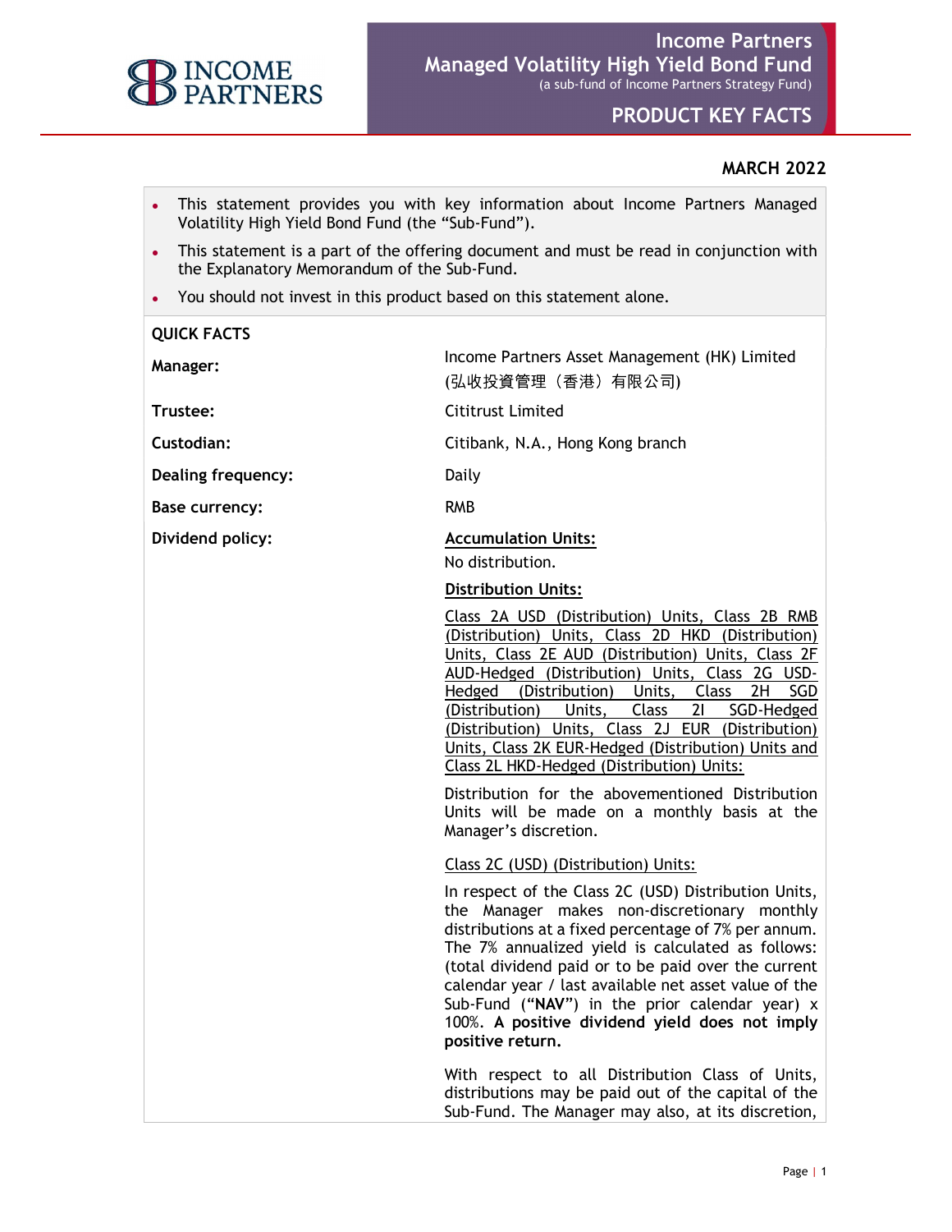# Income Partners Managed Volatility High Yield Bond Fund

(a sub-fund of Income Partners Strategy Fund)

## PRODUCT KEY FACTS

**MARCH 2022**

- This statement provides you with key information about Income Partners Managed Volatility High Yield Bond Fund (the "Sub-Fund").
- This statement is a part of the offering document and must be read in conjunction with the Explanatory Memorandum of the Sub-Fund.
- You should not invest in this product based on this statement alone.

**QUICK FACTS**

| | |
|---|---|
| **Manager:** | Income Partners Asset Management (HK) Limited (弘收投資管理（香港）有限公司) |
| **Trustee:** | Cititrust Limited |
| **Custodian:** | Citibank, N.A., Hong Kong branch |
| **Dealing frequency:** | Daily |
| **Base currency:** | RMB |
| **Dividend policy:** | **Accumulation Units:**<br>No distribution.<br>**Distribution Units:**<br>Class 2A USD (Distribution) Units, Class 2B RMB (Distribution) Units, Class 2D HKD (Distribution) Units, Class 2E AUD (Distribution) Units, Class 2F AUD-Hedged (Distribution) Units, Class 2G USD-Hedged (Distribution) Units, Class 2H SGD (Distribution) Units, Class 2I SGD-Hedged (Distribution) Units, Class 2J EUR (Distribution) Units, Class 2K EUR-Hedged (Distribution) Units and Class 2L HKD-Hedged (Distribution) Units:<br>Distribution for the abovementioned Distribution Units will be made on a monthly basis at the Manager's discretion.<br>Class 2C (USD) (Distribution) Units:<br>In respect of the Class 2C (USD) Distribution Units, the Manager makes non-discretionary monthly distributions at a fixed percentage of 7% per annum. The 7% annualized yield is calculated as follows: (total dividend paid or to be paid over the current calendar year / last available net asset value of the Sub-Fund ("**NAV**") in the prior calendar year) x 100%. **A positive dividend yield does not imply positive return.**<br>With respect to all Distribution Class of Units, distributions may be paid out of the capital of the Sub-Fund. The Manager may also, at its discretion, |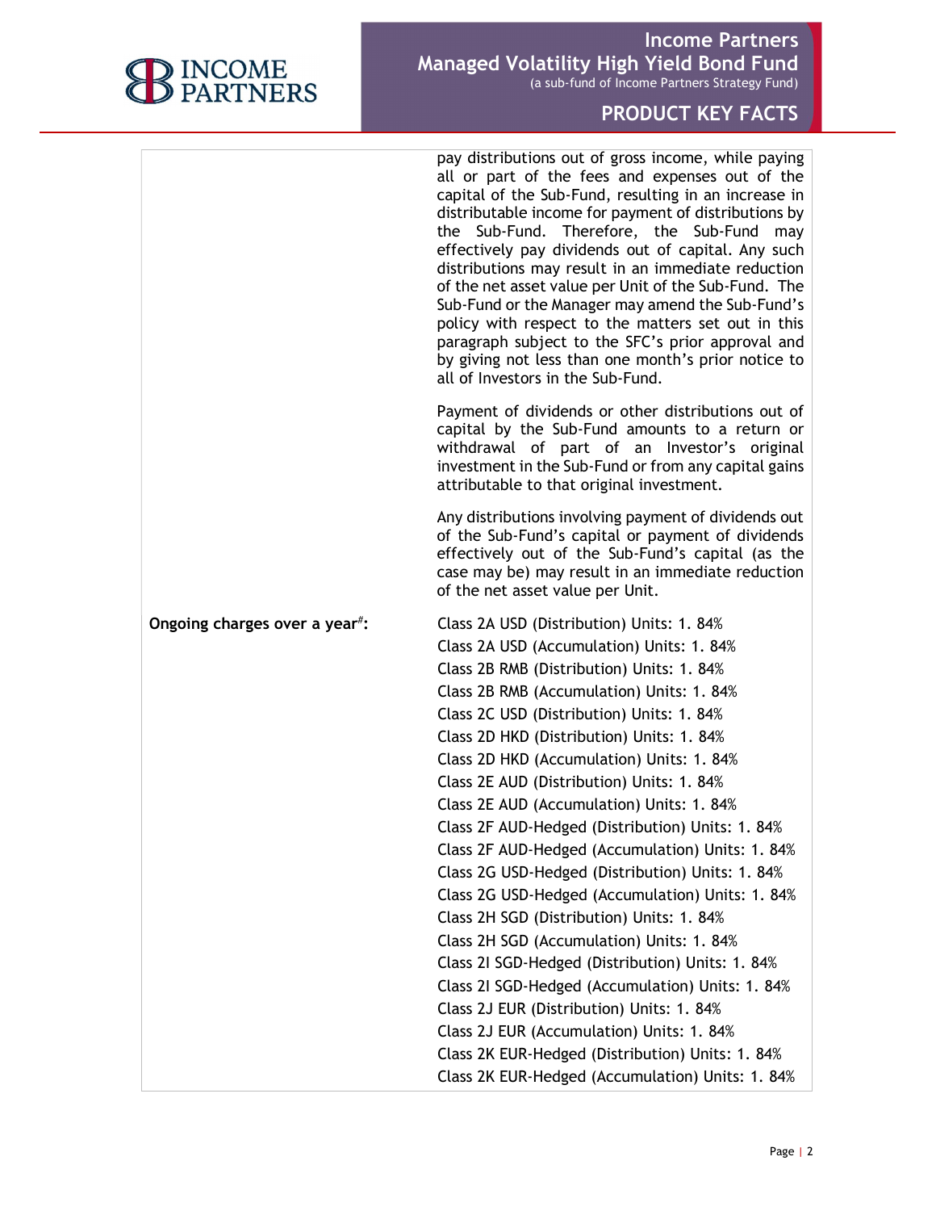| | |
|---|---|
| | pay distributions out of gross income, while paying all or part of the fees and expenses out of the capital of the Sub-Fund, resulting in an increase in distributable income for payment of distributions by the Sub-Fund. Therefore, the Sub-Fund may effectively pay dividends out of capital. Any such distributions may result in an immediate reduction of the net asset value per Unit of the Sub-Fund. The Sub-Fund or the Manager may amend the Sub-Fund's policy with respect to the matters set out in this paragraph subject to the SFC's prior approval and by giving not less than one month's prior notice to all of Investors in the Sub-Fund.<br><br>Payment of dividends or other distributions out of capital by the Sub-Fund amounts to a return or withdrawal of part of an Investor's original investment in the Sub-Fund or from any capital gains attributable to that original investment.<br><br>Any distributions involving payment of dividends out of the Sub-Fund's capital or payment of dividends effectively out of the Sub-Fund's capital (as the case may be) may result in an immediate reduction of the net asset value per Unit. |
| **Ongoing charges over a year#:** | Class 2A USD (Distribution) Units: 1. 84%<br>Class 2A USD (Accumulation) Units: 1. 84%<br>Class 2B RMB (Distribution) Units: 1. 84%<br>Class 2B RMB (Accumulation) Units: 1. 84%<br>Class 2C USD (Distribution) Units: 1. 84%<br>Class 2D HKD (Distribution) Units: 1. 84%<br>Class 2D HKD (Accumulation) Units: 1. 84%<br>Class 2E AUD (Distribution) Units: 1. 84%<br>Class 2E AUD (Accumulation) Units: 1. 84%<br>Class 2F AUD-Hedged (Distribution) Units: 1. 84%<br>Class 2F AUD-Hedged (Accumulation) Units: 1. 84%<br>Class 2G USD-Hedged (Distribution) Units: 1. 84%<br>Class 2G USD-Hedged (Accumulation) Units: 1. 84%<br>Class 2H SGD (Distribution) Units: 1. 84%<br>Class 2H SGD (Accumulation) Units: 1. 84%<br>Class 2I SGD-Hedged (Distribution) Units: 1. 84%<br>Class 2I SGD-Hedged (Accumulation) Units: 1. 84%<br>Class 2J EUR (Distribution) Units: 1. 84%<br>Class 2J EUR (Accumulation) Units: 1. 84%<br>Class 2K EUR-Hedged (Distribution) Units: 1. 84%<br>Class 2K EUR-Hedged (Accumulation) Units: 1. 84% |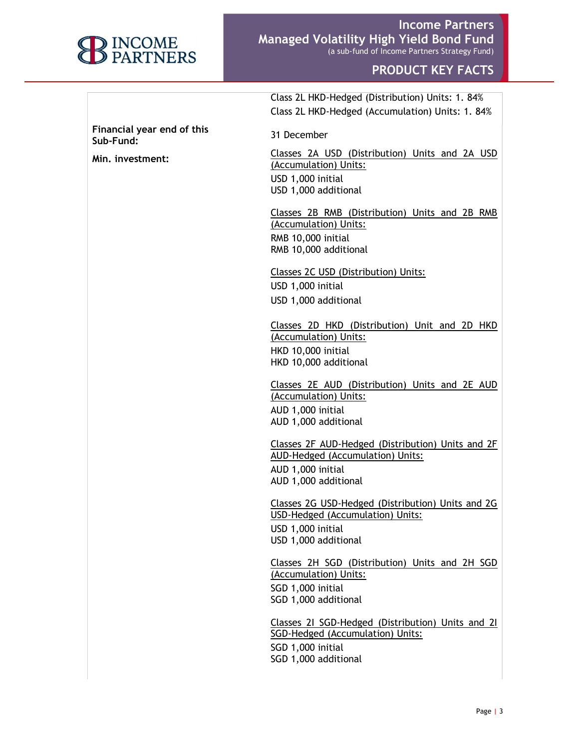| | |
|---|---|
| | Class 2L HKD-Hedged (Distribution) Units: 1. 84%<br>Class 2L HKD-Hedged (Accumulation) Units: 1. 84% |
| **Financial year end of this Sub-Fund:** | 31 December |
| **Min. investment:** | Classes 2A USD (Distribution) Units and 2A USD (Accumulation) Units:<br>USD 1,000 initial<br>USD 1,000 additional<br><br>Classes 2B RMB (Distribution) Units and 2B RMB (Accumulation) Units:<br>RMB 10,000 initial<br>RMB 10,000 additional<br><br>Classes 2C USD (Distribution) Units:<br>USD 1,000 initial<br>USD 1,000 additional<br><br>Classes 2D HKD (Distribution) Unit and 2D HKD (Accumulation) Units:<br>HKD 10,000 initial<br>HKD 10,000 additional<br><br>Classes 2E AUD (Distribution) Units and 2E AUD (Accumulation) Units:<br>AUD 1,000 initial<br>AUD 1,000 additional<br><br>Classes 2F AUD-Hedged (Distribution) Units and 2F AUD-Hedged (Accumulation) Units:<br>AUD 1,000 initial<br>AUD 1,000 additional<br><br>Classes 2G USD-Hedged (Distribution) Units and 2G USD-Hedged (Accumulation) Units:<br>USD 1,000 initial<br>USD 1,000 additional<br><br>Classes 2H SGD (Distribution) Units and 2H SGD (Accumulation) Units:<br>SGD 1,000 initial<br>SGD 1,000 additional<br><br>Classes 2I SGD-Hedged (Distribution) Units and 2I SGD-Hedged (Accumulation) Units:<br>SGD 1,000 initial<br>SGD 1,000 additional |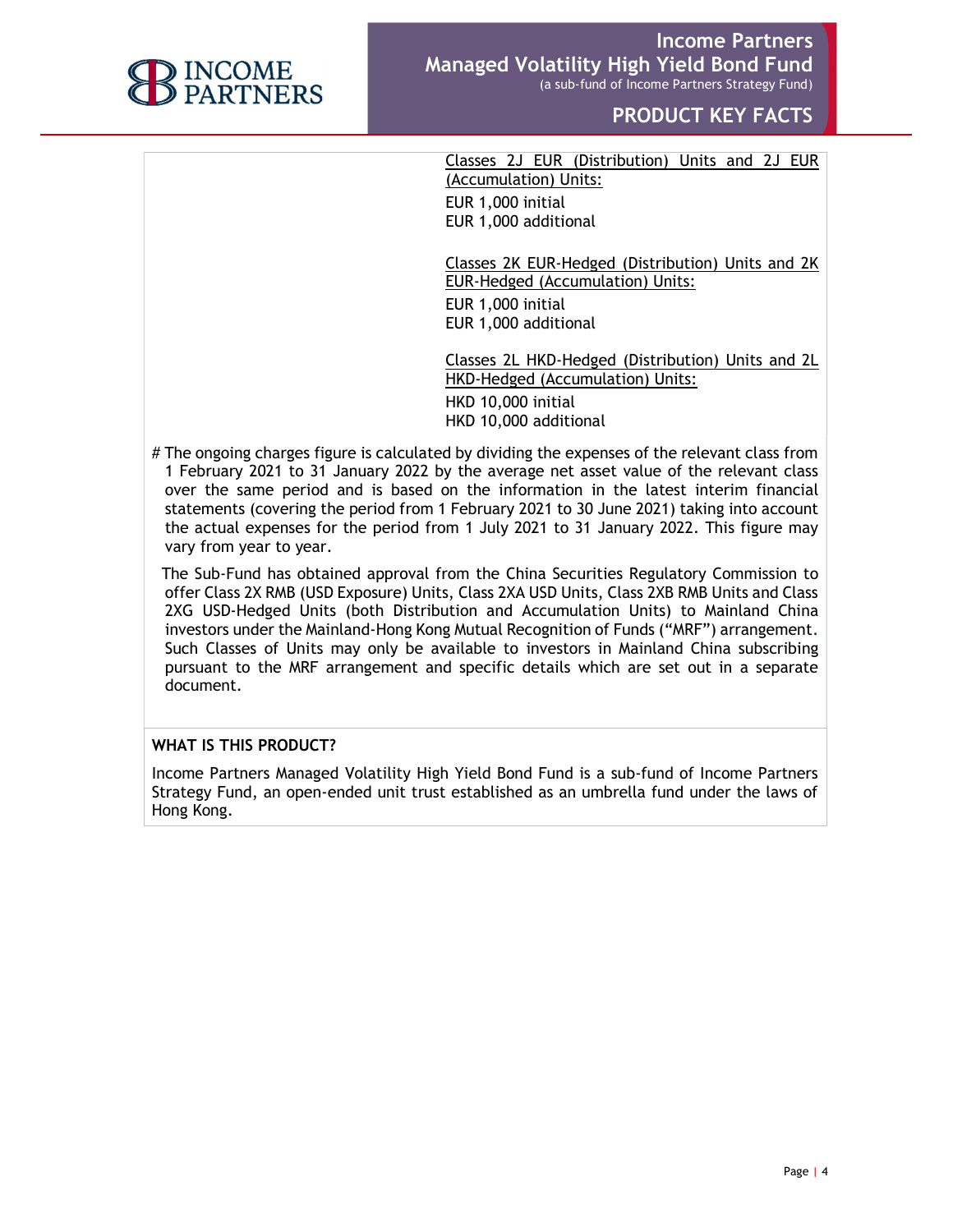| | |
|---|---|
| | Classes 2J EUR (Distribution) Units and 2J EUR (Accumulation) Units:<br>EUR 1,000 initial<br>EUR 1,000 additional<br><br>Classes 2K EUR-Hedged (Distribution) Units and 2K EUR-Hedged (Accumulation) Units:<br>EUR 1,000 initial<br>EUR 1,000 additional<br><br>Classes 2L HKD-Hedged (Distribution) Units and 2L HKD-Hedged (Accumulation) Units:<br>HKD 10,000 initial<br>HKD 10,000 additional |

# The ongoing charges figure is calculated by dividing the expenses of the relevant class from 1 February 2021 to 31 January 2022 by the average net asset value of the relevant class over the same period and is based on the information in the latest interim financial statements (covering the period from 1 February 2021 to 30 June 2021) taking into account the actual expenses for the period from 1 July 2021 to 31 January 2022. This figure may vary from year to year.

The Sub-Fund has obtained approval from the China Securities Regulatory Commission to offer Class 2X RMB (USD Exposure) Units, Class 2XA USD Units, Class 2XB RMB Units and Class 2XG USD-Hedged Units (both Distribution and Accumulation Units) to Mainland China investors under the Mainland-Hong Kong Mutual Recognition of Funds ("MRF") arrangement. Such Classes of Units may only be available to investors in Mainland China subscribing pursuant to the MRF arrangement and specific details which are set out in a separate document.

**WHAT IS THIS PRODUCT?**

Income Partners Managed Volatility High Yield Bond Fund is a sub-fund of Income Partners Strategy Fund, an open-ended unit trust established as an umbrella fund under the laws of Hong Kong.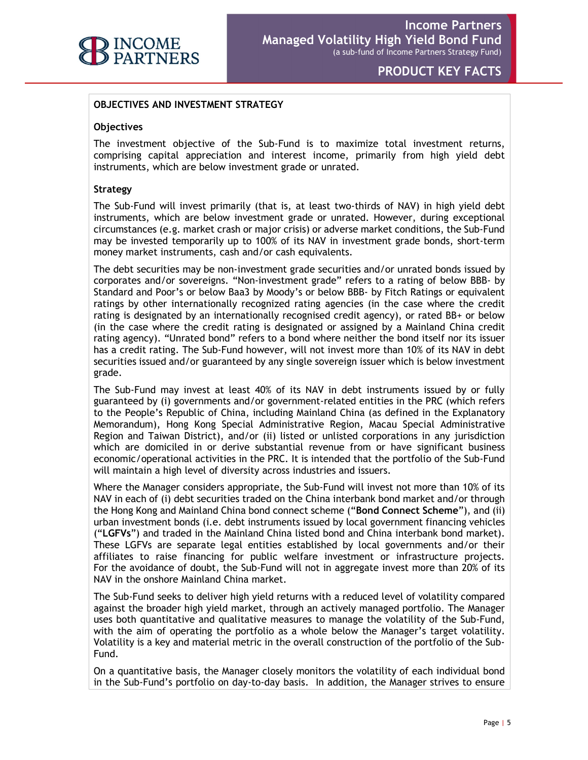## OBJECTIVES AND INVESTMENT STRATEGY

### Objectives

The investment objective of the Sub-Fund is to maximize total investment returns, comprising capital appreciation and interest income, primarily from high yield debt instruments, which are below investment grade or unrated.

### Strategy

The Sub-Fund will invest primarily (that is, at least two-thirds of NAV) in high yield debt instruments, which are below investment grade or unrated. However, during exceptional circumstances (e.g. market crash or major crisis) or adverse market conditions, the Sub-Fund may be invested temporarily up to 100% of its NAV in investment grade bonds, short-term money market instruments, cash and/or cash equivalents.

The debt securities may be non-investment grade securities and/or unrated bonds issued by corporates and/or sovereigns. "Non-investment grade" refers to a rating of below BBB- by Standard and Poor's or below Baa3 by Moody's or below BBB- by Fitch Ratings or equivalent ratings by other internationally recognized rating agencies (in the case where the credit rating is designated by an internationally recognised credit agency), or rated BB+ or below (in the case where the credit rating is designated or assigned by a Mainland China credit rating agency). "Unrated bond" refers to a bond where neither the bond itself nor its issuer has a credit rating. The Sub-Fund however, will not invest more than 10% of its NAV in debt securities issued and/or guaranteed by any single sovereign issuer which is below investment grade.

The Sub-Fund may invest at least 40% of its NAV in debt instruments issued by or fully guaranteed by (i) governments and/or government-related entities in the PRC (which refers to the People's Republic of China, including Mainland China (as defined in the Explanatory Memorandum), Hong Kong Special Administrative Region, Macau Special Administrative Region and Taiwan District), and/or (ii) listed or unlisted corporations in any jurisdiction which are domiciled in or derive substantial revenue from or have significant business economic/operational activities in the PRC. It is intended that the portfolio of the Sub-Fund will maintain a high level of diversity across industries and issuers.

Where the Manager considers appropriate, the Sub-Fund will invest not more than 10% of its NAV in each of (i) debt securities traded on the China interbank bond market and/or through the Hong Kong and Mainland China bond connect scheme ("**Bond Connect Scheme**"), and (ii) urban investment bonds (i.e. debt instruments issued by local government financing vehicles ("**LGFVs**") and traded in the Mainland China listed bond and China interbank bond market). These LGFVs are separate legal entities established by local governments and/or their affiliates to raise financing for public welfare investment or infrastructure projects. For the avoidance of doubt, the Sub-Fund will not in aggregate invest more than 20% of its NAV in the onshore Mainland China market.

The Sub-Fund seeks to deliver high yield returns with a reduced level of volatility compared against the broader high yield market, through an actively managed portfolio. The Manager uses both quantitative and qualitative measures to manage the volatility of the Sub-Fund, with the aim of operating the portfolio as a whole below the Manager's target volatility. Volatility is a key and material metric in the overall construction of the portfolio of the Sub-Fund.

On a quantitative basis, the Manager closely monitors the volatility of each individual bond in the Sub-Fund's portfolio on day-to-day basis. In addition, the Manager strives to ensure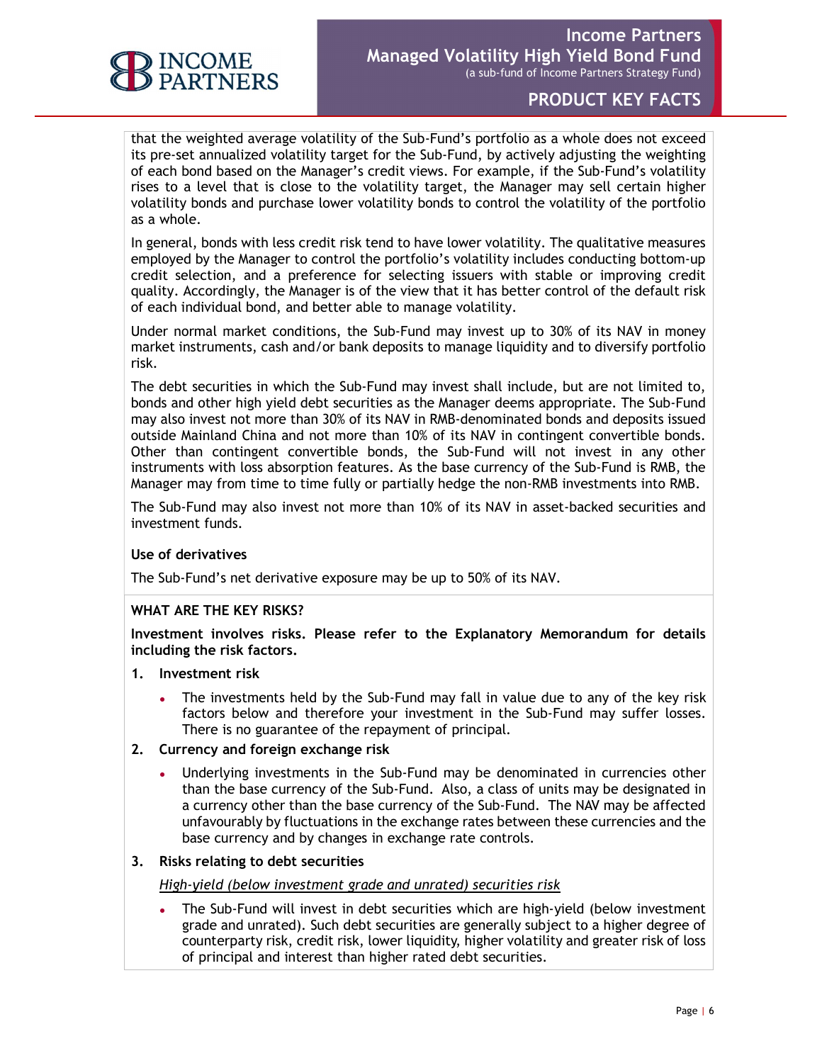that the weighted average volatility of the Sub-Fund's portfolio as a whole does not exceed its pre-set annualized volatility target for the Sub-Fund, by actively adjusting the weighting of each bond based on the Manager's credit views. For example, if the Sub-Fund's volatility rises to a level that is close to the volatility target, the Manager may sell certain higher volatility bonds and purchase lower volatility bonds to control the volatility of the portfolio as a whole.

In general, bonds with less credit risk tend to have lower volatility. The qualitative measures employed by the Manager to control the portfolio's volatility includes conducting bottom-up credit selection, and a preference for selecting issuers with stable or improving credit quality. Accordingly, the Manager is of the view that it has better control of the default risk of each individual bond, and better able to manage volatility.

Under normal market conditions, the Sub-Fund may invest up to 30% of its NAV in money market instruments, cash and/or bank deposits to manage liquidity and to diversify portfolio risk.

The debt securities in which the Sub-Fund may invest shall include, but are not limited to, bonds and other high yield debt securities as the Manager deems appropriate. The Sub-Fund may also invest not more than 30% of its NAV in RMB-denominated bonds and deposits issued outside Mainland China and not more than 10% of its NAV in contingent convertible bonds. Other than contingent convertible bonds, the Sub-Fund will not invest in any other instruments with loss absorption features. As the base currency of the Sub-Fund is RMB, the Manager may from time to time fully or partially hedge the non-RMB investments into RMB.

The Sub-Fund may also invest not more than 10% of its NAV in asset-backed securities and investment funds.

**Use of derivatives**

The Sub-Fund's net derivative exposure may be up to 50% of its NAV.

## WHAT ARE THE KEY RISKS?

**Investment involves risks. Please refer to the Explanatory Memorandum for details including the risk factors.**

**1. Investment risk**

- The investments held by the Sub-Fund may fall in value due to any of the key risk factors below and therefore your investment in the Sub-Fund may suffer losses. There is no guarantee of the repayment of principal.

**2. Currency and foreign exchange risk**

- Underlying investments in the Sub-Fund may be denominated in currencies other than the base currency of the Sub-Fund. Also, a class of units may be designated in a currency other than the base currency of the Sub-Fund. The NAV may be affected unfavourably by fluctuations in the exchange rates between these currencies and the base currency and by changes in exchange rate controls.

**3. Risks relating to debt securities**

*High-yield (below investment grade and unrated) securities risk*

- The Sub-Fund will invest in debt securities which are high-yield (below investment grade and unrated). Such debt securities are generally subject to a higher degree of counterparty risk, credit risk, lower liquidity, higher volatility and greater risk of loss of principal and interest than higher rated debt securities.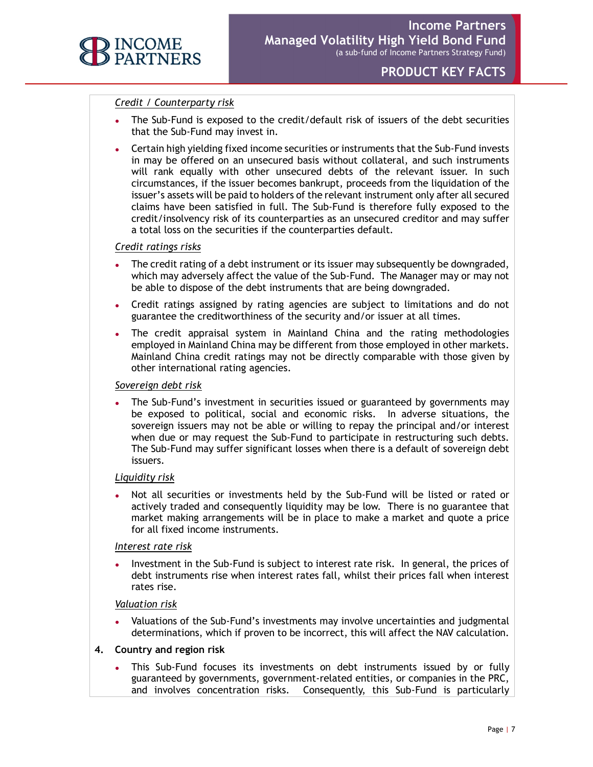*Credit / Counterparty risk*

- The Sub-Fund is exposed to the credit/default risk of issuers of the debt securities that the Sub-Fund may invest in.
- Certain high yielding fixed income securities or instruments that the Sub-Fund invests in may be offered on an unsecured basis without collateral, and such instruments will rank equally with other unsecured debts of the relevant issuer. In such circumstances, if the issuer becomes bankrupt, proceeds from the liquidation of the issuer's assets will be paid to holders of the relevant instrument only after all secured claims have been satisfied in full. The Sub-Fund is therefore fully exposed to the credit/insolvency risk of its counterparties as an unsecured creditor and may suffer a total loss on the securities if the counterparties default.

*Credit ratings risks*

- The credit rating of a debt instrument or its issuer may subsequently be downgraded, which may adversely affect the value of the Sub-Fund. The Manager may or may not be able to dispose of the debt instruments that are being downgraded.
- Credit ratings assigned by rating agencies are subject to limitations and do not guarantee the creditworthiness of the security and/or issuer at all times.
- The credit appraisal system in Mainland China and the rating methodologies employed in Mainland China may be different from those employed in other markets. Mainland China credit ratings may not be directly comparable with those given by other international rating agencies.

*Sovereign debt risk*

- The Sub-Fund's investment in securities issued or guaranteed by governments may be exposed to political, social and economic risks. In adverse situations, the sovereign issuers may not be able or willing to repay the principal and/or interest when due or may request the Sub-Fund to participate in restructuring such debts. The Sub-Fund may suffer significant losses when there is a default of sovereign debt issuers.

*Liquidity risk*

- Not all securities or investments held by the Sub-Fund will be listed or rated or actively traded and consequently liquidity may be low. There is no guarantee that market making arrangements will be in place to make a market and quote a price for all fixed income instruments.

*Interest rate risk*

- Investment in the Sub-Fund is subject to interest rate risk. In general, the prices of debt instruments rise when interest rates fall, whilst their prices fall when interest rates rise.

*Valuation risk*

- Valuations of the Sub-Fund's investments may involve uncertainties and judgmental determinations, which if proven to be incorrect, this will affect the NAV calculation.

**4. Country and region risk**

- This Sub-Fund focuses its investments on debt instruments issued by or fully guaranteed by governments, government-related entities, or companies in the PRC, and involves concentration risks. Consequently, this Sub-Fund is particularly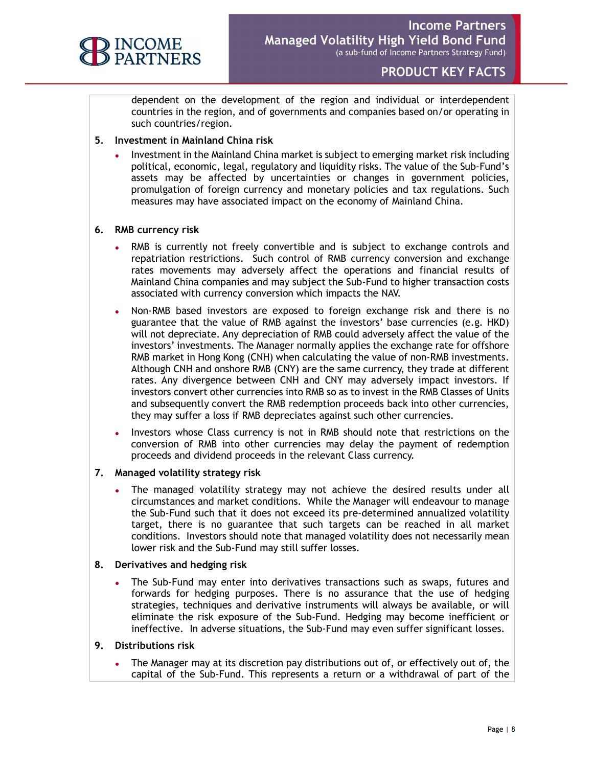dependent on the development of the region and individual or interdependent countries in the region, and of governments and companies based on/or operating in such countries/region.

**5. Investment in Mainland China risk**

- Investment in the Mainland China market is subject to emerging market risk including political, economic, legal, regulatory and liquidity risks. The value of the Sub-Fund's assets may be affected by uncertainties or changes in government policies, promulgation of foreign currency and monetary policies and tax regulations. Such measures may have associated impact on the economy of Mainland China.

**6. RMB currency risk**

- RMB is currently not freely convertible and is subject to exchange controls and repatriation restrictions. Such control of RMB currency conversion and exchange rates movements may adversely affect the operations and financial results of Mainland China companies and may subject the Sub-Fund to higher transaction costs associated with currency conversion which impacts the NAV.
- Non-RMB based investors are exposed to foreign exchange risk and there is no guarantee that the value of RMB against the investors' base currencies (e.g. HKD) will not depreciate. Any depreciation of RMB could adversely affect the value of the investors' investments. The Manager normally applies the exchange rate for offshore RMB market in Hong Kong (CNH) when calculating the value of non-RMB investments. Although CNH and onshore RMB (CNY) are the same currency, they trade at different rates. Any divergence between CNH and CNY may adversely impact investors. If investors convert other currencies into RMB so as to invest in the RMB Classes of Units and subsequently convert the RMB redemption proceeds back into other currencies, they may suffer a loss if RMB depreciates against such other currencies.
- Investors whose Class currency is not in RMB should note that restrictions on the conversion of RMB into other currencies may delay the payment of redemption proceeds and dividend proceeds in the relevant Class currency.

**7. Managed volatility strategy risk**

- The managed volatility strategy may not achieve the desired results under all circumstances and market conditions. While the Manager will endeavour to manage the Sub-Fund such that it does not exceed its pre-determined annualized volatility target, there is no guarantee that such targets can be reached in all market conditions. Investors should note that managed volatility does not necessarily mean lower risk and the Sub-Fund may still suffer losses.

**8. Derivatives and hedging risk**

- The Sub-Fund may enter into derivatives transactions such as swaps, futures and forwards for hedging purposes. There is no assurance that the use of hedging strategies, techniques and derivative instruments will always be available, or will eliminate the risk exposure of the Sub-Fund. Hedging may become inefficient or ineffective. In adverse situations, the Sub-Fund may even suffer significant losses.

**9. Distributions risk**

- The Manager may at its discretion pay distributions out of, or effectively out of, the capital of the Sub-Fund. This represents a return or a withdrawal of part of the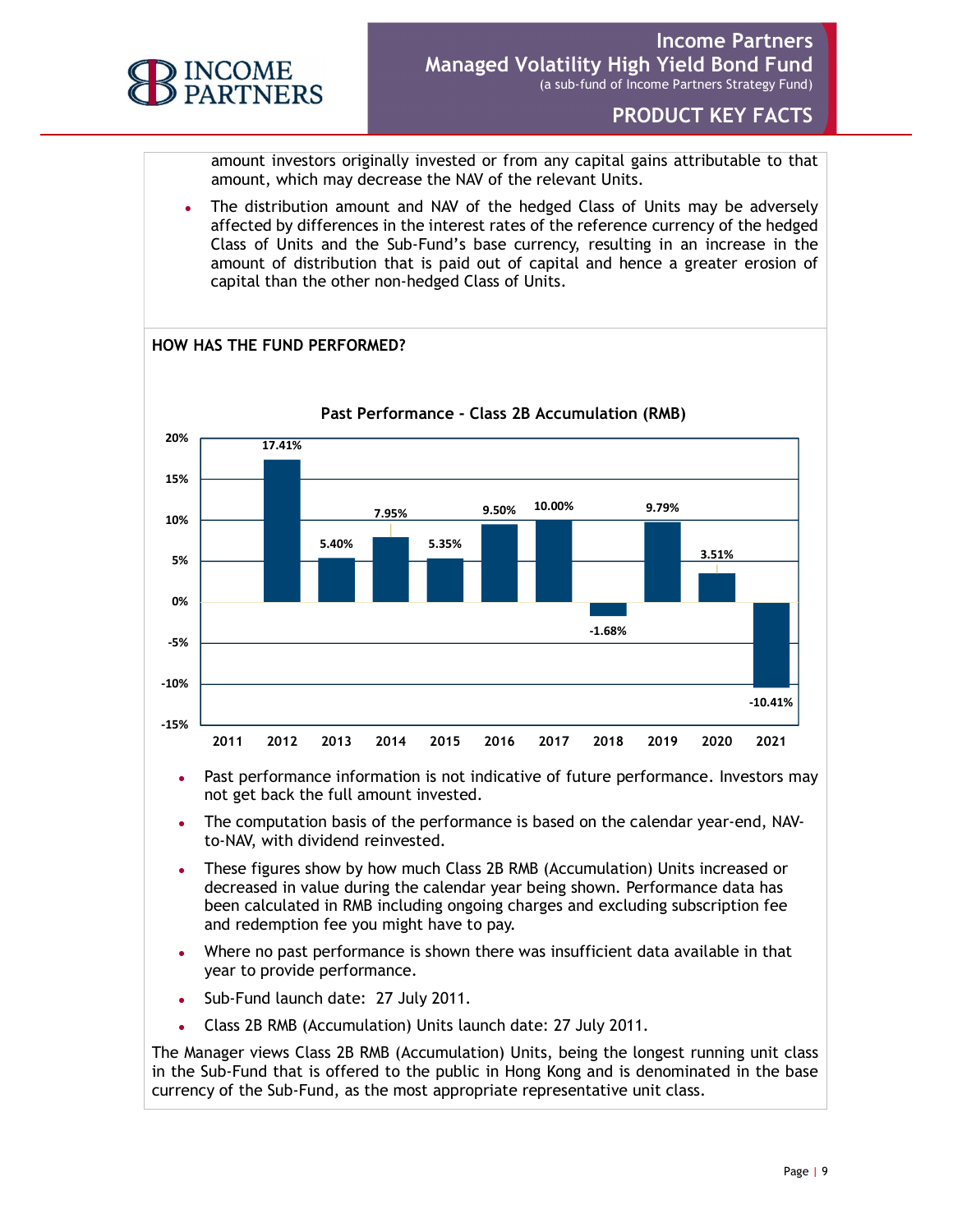amount investors originally invested or from any capital gains attributable to that amount, which may decrease the NAV of the relevant Units.

- The distribution amount and NAV of the hedged Class of Units may be adversely affected by differences in the interest rates of the reference currency of the hedged Class of Units and the Sub-Fund's base currency, resulting in an increase in the amount of distribution that is paid out of capital and hence a greater erosion of capital than the other non-hedged Class of Units.

## HOW HAS THE FUND PERFORMED?

Past Performance - Class 2B Accumulation (RMB)

20%
15%
10%
5%
0%
-5%
-10%
-15%

2011 2012 2013 2014 2015 2016 2017 2018 2019 2020 2021

17.41%
5.40%
7.95%
5.35%
9.50%
10.00%
-1.68%
9.79%
3.51%
-10.41%

- Past performance information is not indicative of future performance. Investors may not get back the full amount invested.
- The computation basis of the performance is based on the calendar year-end, NAV-to-NAV, with dividend reinvested.
- These figures show by how much Class 2B RMB (Accumulation) Units increased or decreased in value during the calendar year being shown. Performance data has been calculated in RMB including ongoing charges and excluding subscription fee and redemption fee you might have to pay.
- Where no past performance is shown there was insufficient data available in that year to provide performance.
- Sub-Fund launch date: 27 July 2011.
- Class 2B RMB (Accumulation) Units launch date: 27 July 2011.

The Manager views Class 2B RMB (Accumulation) Units, being the longest running unit class in the Sub-Fund that is offered to the public in Hong Kong and is denominated in the base currency of the Sub-Fund, as the most appropriate representative unit class.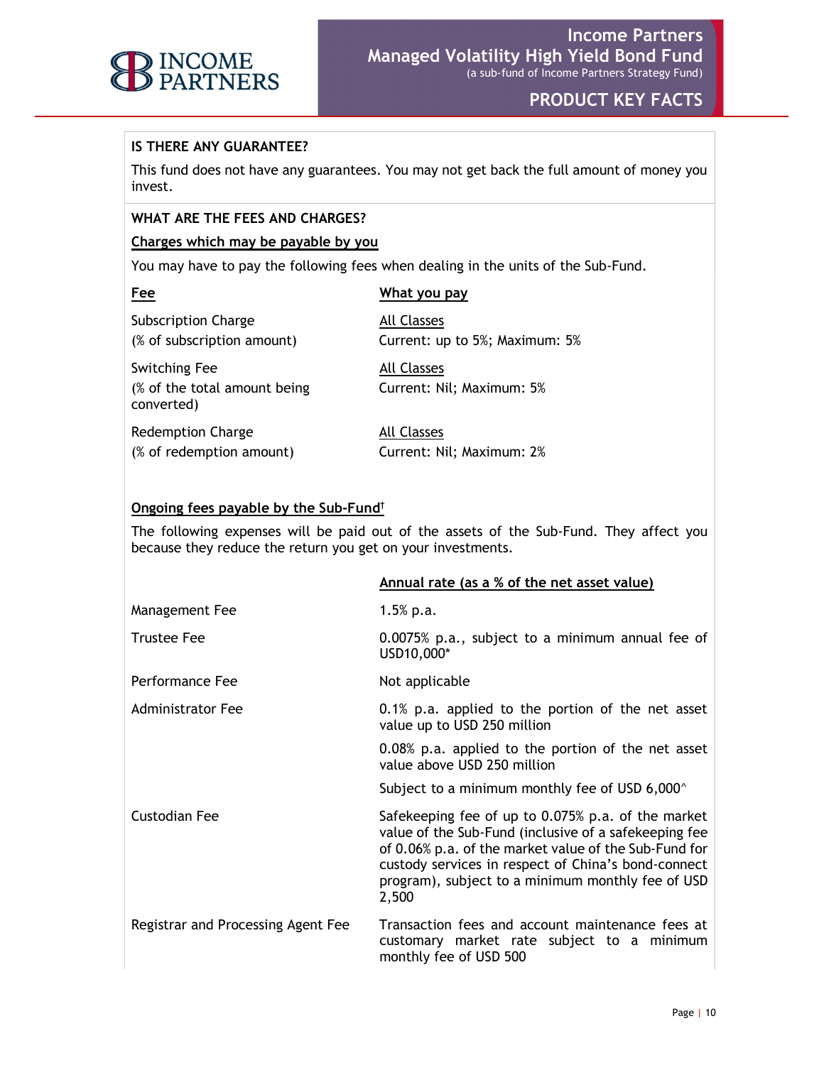## IS THERE ANY GUARANTEE?

This fund does not have any guarantees. You may not get back the full amount of money you invest.

## WHAT ARE THE FEES AND CHARGES?

### Charges which may be payable by you

You may have to pay the following fees when dealing in the units of the Sub-Fund.

| Fee | What you pay |
|---|---|
| Subscription Charge (% of subscription amount) | All Classes<br>Current: up to 5%; Maximum: 5% |
| Switching Fee (% of the total amount being converted) | All Classes<br>Current: Nil; Maximum: 5% |
| Redemption Charge (% of redemption amount) | All Classes<br>Current: Nil; Maximum: 2% |

### Ongoing fees payable by the Sub-Fund†

The following expenses will be paid out of the assets of the Sub-Fund. They affect you because they reduce the return you get on your investments.

| | Annual rate (as a % of the net asset value) |
|---|---|
| Management Fee | 1.5% p.a. |
| Trustee Fee | 0.0075% p.a., subject to a minimum annual fee of USD10,000* |
| Performance Fee | Not applicable |
| Administrator Fee | 0.1% p.a. applied to the portion of the net asset value up to USD 250 million<br>0.08% p.a. applied to the portion of the net asset value above USD 250 million<br>Subject to a minimum monthly fee of USD 6,000^ |
| Custodian Fee | Safekeeping fee of up to 0.075% p.a. of the market value of the Sub-Fund (inclusive of a safekeeping fee of 0.06% p.a. of the market value of the Sub-Fund for custody services in respect of China's bond-connect program), subject to a minimum monthly fee of USD 2,500 |
| Registrar and Processing Agent Fee | Transaction fees and account maintenance fees at customary market rate subject to a minimum monthly fee of USD 500 |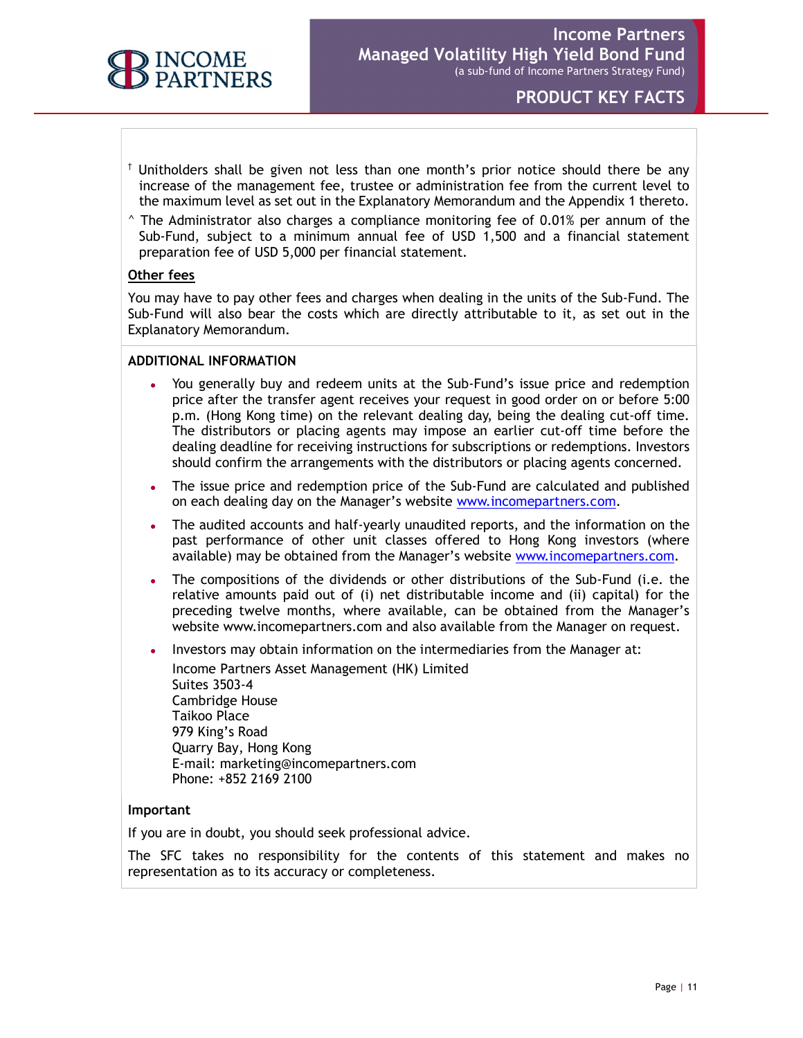† Unitholders shall be given not less than one month's prior notice should there be any increase of the management fee, trustee or administration fee from the current level to the maximum level as set out in the Explanatory Memorandum and the Appendix 1 thereto.

^ The Administrator also charges a compliance monitoring fee of 0.01% per annum of the Sub-Fund, subject to a minimum annual fee of USD 1,500 and a financial statement preparation fee of USD 5,000 per financial statement.

**Other fees**

You may have to pay other fees and charges when dealing in the units of the Sub-Fund. The Sub-Fund will also bear the costs which are directly attributable to it, as set out in the Explanatory Memorandum.

## ADDITIONAL INFORMATION

- You generally buy and redeem units at the Sub-Fund's issue price and redemption price after the transfer agent receives your request in good order on or before 5:00 p.m. (Hong Kong time) on the relevant dealing day, being the dealing cut-off time. The distributors or placing agents may impose an earlier cut-off time before the dealing deadline for receiving instructions for subscriptions or redemptions. Investors should confirm the arrangements with the distributors or placing agents concerned.
- The issue price and redemption price of the Sub-Fund are calculated and published on each dealing day on the Manager's website www.incomepartners.com.
- The audited accounts and half-yearly unaudited reports, and the information on the past performance of other unit classes offered to Hong Kong investors (where available) may be obtained from the Manager's website www.incomepartners.com.
- The compositions of the dividends or other distributions of the Sub-Fund (i.e. the relative amounts paid out of (i) net distributable income and (ii) capital) for the preceding twelve months, where available, can be obtained from the Manager's website www.incomepartners.com and also available from the Manager on request.
- Investors may obtain information on the intermediaries from the Manager at:

  Income Partners Asset Management (HK) Limited
  Suites 3503-4
  Cambridge House
  Taikoo Place
  979 King's Road
  Quarry Bay, Hong Kong
  E-mail: marketing@incomepartners.com
  Phone: +852 2169 2100

**Important**

If you are in doubt, you should seek professional advice.

The SFC takes no responsibility for the contents of this statement and makes no representation as to its accuracy or completeness.